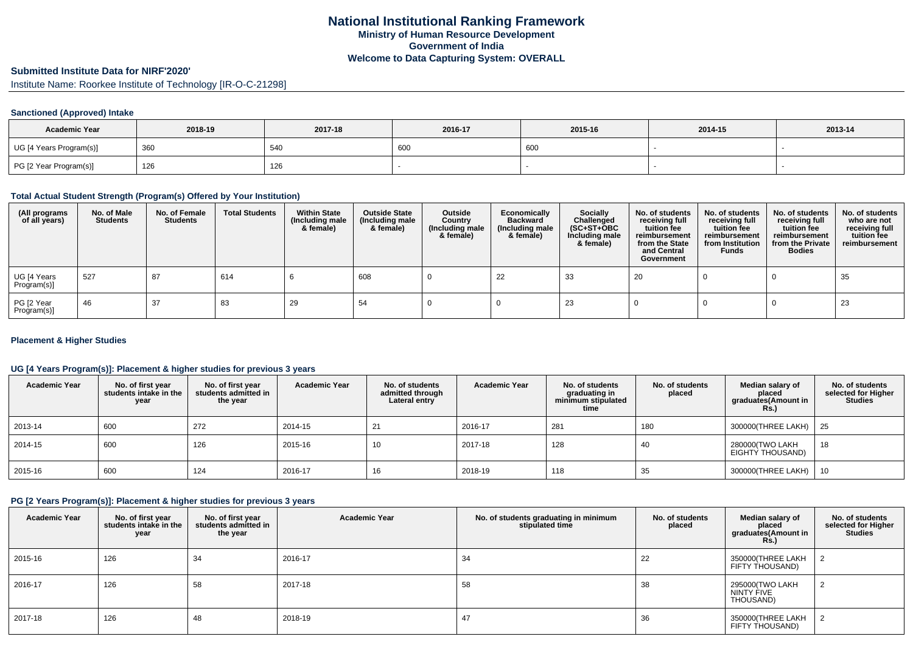# National Institutional Ranking Framework
## Ministry of Human Resource Development
## Government of India
## Welcome to Data Capturing System: OVERALL

### Submitted Institute Data for NIRF'2020'

Institute Name: Roorkee Institute of Technology [IR-O-C-21298]

#### Sanctioned (Approved) Intake

| Academic Year | 2018-19 | 2017-18 | 2016-17 | 2015-16 | 2014-15 | 2013-14 |
|---|---|---|---|---|---|---|
| UG [4 Years Program(s)] | 360 | 540 | 600 | 600 | - | - |
| PG [2 Year Program(s)] | 126 | 126 | - | - | - | - |

#### Total Actual Student Strength (Program(s) Offered by Your Institution)

| (All programs of all years) | No. of Male Students | No. of Female Students | Total Students | Within State (Including male & female) | Outside State (Including male & female) | Outside Country (Including male & female) | Economically Backward (Including male & female) | Socially Challenged (SC+ST+OBC Including male & female) | No. of students receiving full tuition fee reimbursement from the State and Central Government | No. of students receiving full tuition fee reimbursement from Institution Funds | No. of students receiving full tuition fee reimbursement from the Private Bodies | No. of students who are not receiving full tuition fee reimbursement |
|---|---|---|---|---|---|---|---|---|---|---|---|---|
| UG [4 Years Program(s)] | 527 | 87 | 614 | 6 | 608 | 0 | 22 | 33 | 20 | 0 | 0 | 35 |
| PG [2 Year Program(s)] | 46 | 37 | 83 | 29 | 54 | 0 | 0 | 23 | 0 | 0 | 0 | 23 |

#### Placement & Higher Studies

#### UG [4 Years Program(s)]: Placement & higher studies for previous 3 years

| Academic Year | No. of first year students intake in the year | No. of first year students admitted in the year | Academic Year | No. of students admitted through Lateral entry | Academic Year | No. of students graduating in minimum stipulated time | No. of students placed | Median salary of placed graduates(Amount in Rs.) | No. of students selected for Higher Studies |
|---|---|---|---|---|---|---|---|---|---|
| 2013-14 | 600 | 272 | 2014-15 | 21 | 2016-17 | 281 | 180 | 300000(THREE LAKH) | 25 |
| 2014-15 | 600 | 126 | 2015-16 | 10 | 2017-18 | 128 | 40 | 280000(TWO LAKH EIGHTY THOUSAND) | 18 |
| 2015-16 | 600 | 124 | 2016-17 | 16 | 2018-19 | 118 | 35 | 300000(THREE LAKH) | 10 |

#### PG [2 Years Program(s)]: Placement & higher studies for previous 3 years

| Academic Year | No. of first year students intake in the year | No. of first year students admitted in the year | Academic Year | No. of students graduating in minimum stipulated time | No. of students placed | Median salary of placed graduates(Amount in Rs.) | No. of students selected for Higher Studies |
|---|---|---|---|---|---|---|---|
| 2015-16 | 126 | 34 | 2016-17 | 34 | 22 | 350000(THREE LAKH FIFTY THOUSAND) | 2 |
| 2016-17 | 126 | 58 | 2017-18 | 58 | 38 | 295000(TWO LAKH NINTY FIVE THOUSAND) | 2 |
| 2017-18 | 126 | 48 | 2018-19 | 47 | 36 | 350000(THREE LAKH FIFTY THOUSAND) | 2 |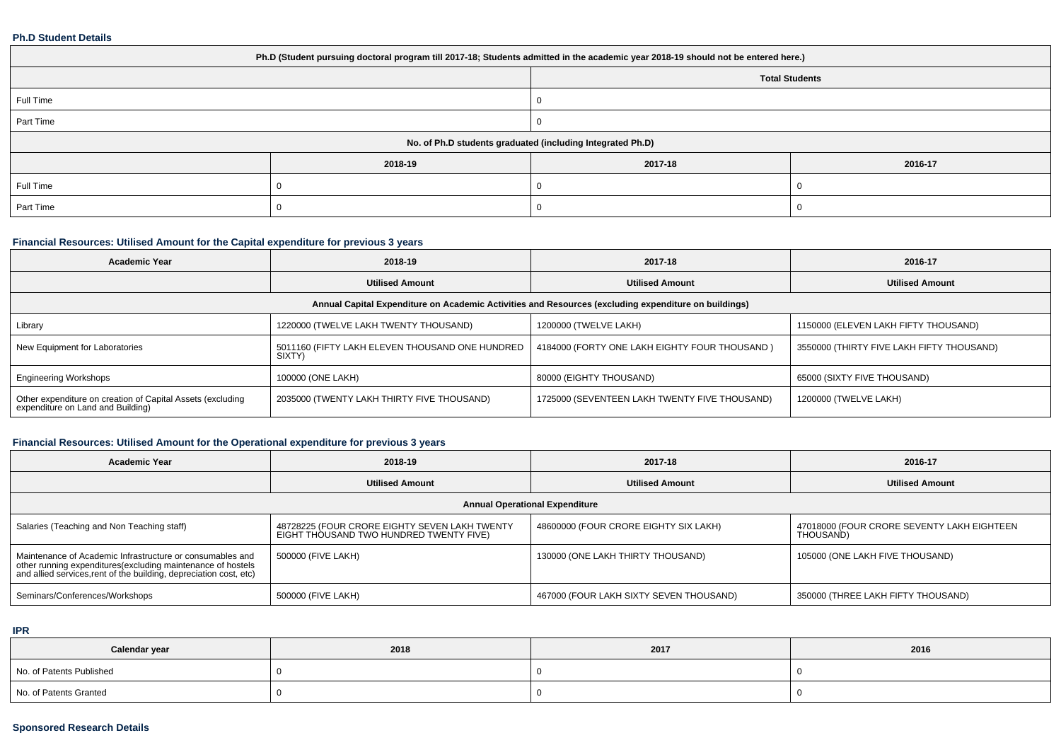### Ph.D Student Details

| Ph.D (Student pursuing doctoral program till 2017-18; Students admitted in the academic year 2018-19 should not be entered here.) | | | |
|---|---|---|---|
| | | Total Students | |
| Full Time | | 0 | |
| Part Time | | 0 | |
| No. of Ph.D students graduated (including Integrated Ph.D) | | | |
| | 2018-19 | 2017-18 | 2016-17 |
| Full Time | 0 | 0 | 0 |
| Part Time | 0 | 0 | 0 |

### Financial Resources: Utilised Amount for the Capital expenditure for previous 3 years

| Academic Year | 2018-19 | 2017-18 | 2016-17 |
|---|---|---|---|
| | Utilised Amount | Utilised Amount | Utilised Amount |
| Annual Capital Expenditure on Academic Activities and Resources (excluding expenditure on buildings) | | | |
| Library | 1220000 (TWELVE LAKH TWENTY THOUSAND) | 1200000 (TWELVE LAKH) | 1150000 (ELEVEN LAKH FIFTY THOUSAND) |
| New Equipment for Laboratories | 5011160 (FIFTY LAKH ELEVEN THOUSAND ONE HUNDRED SIXTY) | 4184000 (FORTY ONE LAKH EIGHTY FOUR THOUSAND ) | 3550000 (THIRTY FIVE LAKH FIFTY THOUSAND) |
| Engineering Workshops | 100000 (ONE LAKH) | 80000 (EIGHTY THOUSAND) | 65000 (SIXTY FIVE THOUSAND) |
| Other expenditure on creation of Capital Assets (excluding expenditure on Land and Building) | 2035000 (TWENTY LAKH THIRTY FIVE THOUSAND) | 1725000 (SEVENTEEN LAKH TWENTY FIVE THOUSAND) | 1200000 (TWELVE LAKH) |

### Financial Resources: Utilised Amount for the Operational expenditure for previous 3 years

| Academic Year | 2018-19 | 2017-18 | 2016-17 |
|---|---|---|---|
| | Utilised Amount | Utilised Amount | Utilised Amount |
| Annual Operational Expenditure | | | |
| Salaries (Teaching and Non Teaching staff) | 48728225 (FOUR CRORE EIGHTY SEVEN LAKH TWENTY EIGHT THOUSAND TWO HUNDRED TWENTY FIVE) | 48600000 (FOUR CRORE EIGHTY SIX LAKH) | 47018000 (FOUR CRORE SEVENTY LAKH EIGHTEEN THOUSAND) |
| Maintenance of Academic Infrastructure or consumables and other running expenditures(excluding maintenance of hostels and allied services,rent of the building, depreciation cost, etc) | 500000 (FIVE LAKH) | 130000 (ONE LAKH THIRTY THOUSAND) | 105000 (ONE LAKH FIVE THOUSAND) |
| Seminars/Conferences/Workshops | 500000 (FIVE LAKH) | 467000 (FOUR LAKH SIXTY SEVEN THOUSAND) | 350000 (THREE LAKH FIFTY THOUSAND) |

### IPR

| Calendar year | 2018 | 2017 | 2016 |
|---|---|---|---|
| No. of Patents Published | 0 | 0 | 0 |
| No. of Patents Granted | 0 | 0 | 0 |

### Sponsored Research Details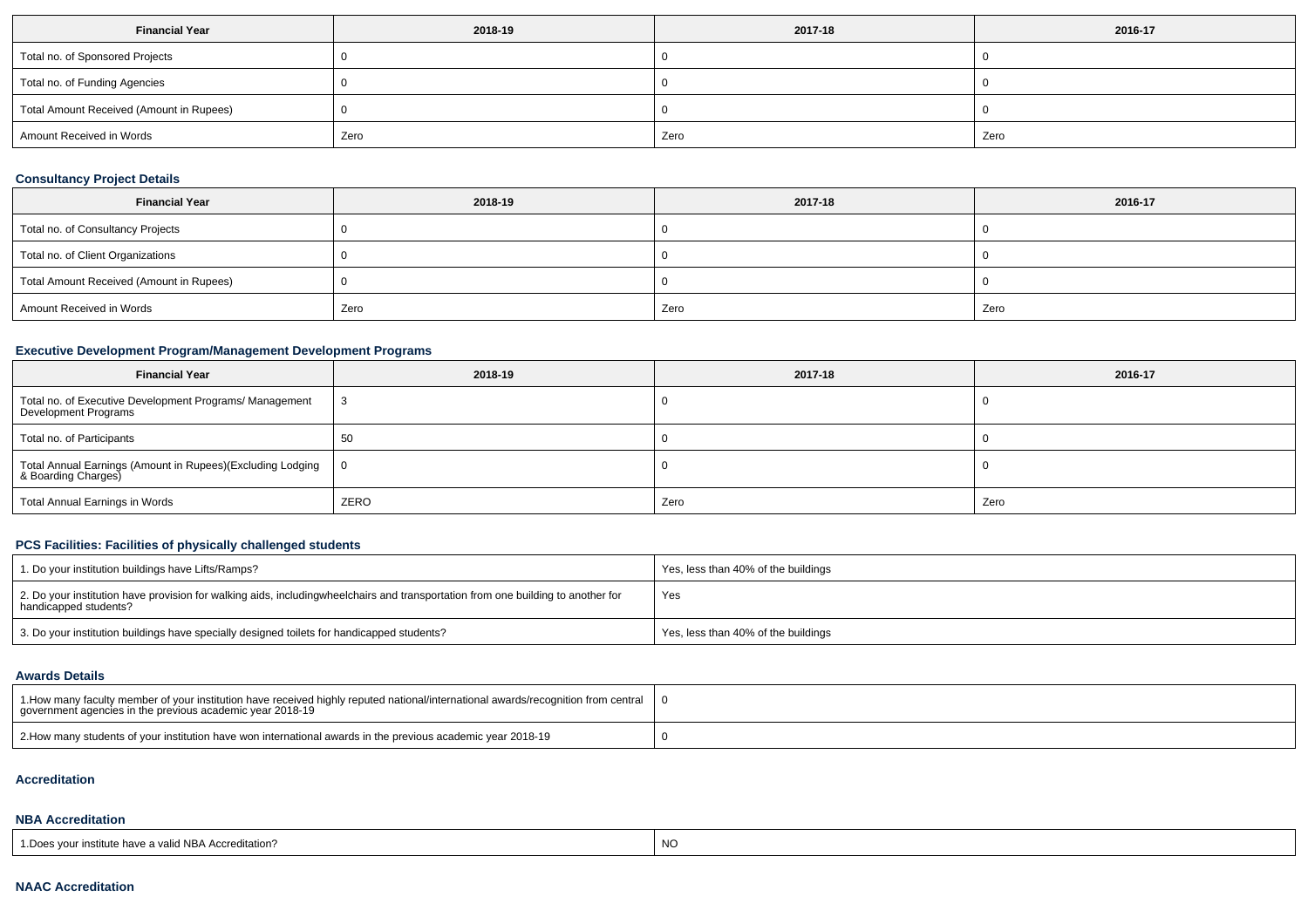| Financial Year | 2018-19 | 2017-18 | 2016-17 |
| --- | --- | --- | --- |
| Total no. of Sponsored Projects | 0 | 0 | 0 |
| Total no. of Funding Agencies | 0 | 0 | 0 |
| Total Amount Received (Amount in Rupees) | 0 | 0 | 0 |
| Amount Received in Words | Zero | Zero | Zero |

### Consultancy Project Details

| Financial Year | 2018-19 | 2017-18 | 2016-17 |
| --- | --- | --- | --- |
| Total no. of Consultancy Projects | 0 | 0 | 0 |
| Total no. of Client Organizations | 0 | 0 | 0 |
| Total Amount Received (Amount in Rupees) | 0 | 0 | 0 |
| Amount Received in Words | Zero | Zero | Zero |

### Executive Development Program/Management Development Programs

| Financial Year | 2018-19 | 2017-18 | 2016-17 |
| --- | --- | --- | --- |
| Total no. of Executive Development Programs/ Management Development Programs | 3 | 0 | 0 |
| Total no. of Participants | 50 | 0 | 0 |
| Total Annual Earnings (Amount in Rupees)(Excluding Lodging & Boarding Charges) | 0 | 0 | 0 |
| Total Annual Earnings in Words | ZERO | Zero | Zero |

### PCS Facilities: Facilities of physically challenged students

| | |
| --- | --- |
| 1. Do your institution buildings have Lifts/Ramps? | Yes, less than 40% of the buildings |
| 2. Do your institution have provision for walking aids, includingwheelchairs and transportation from one building to another for handicapped students? | Yes |
| 3. Do your institution buildings have specially designed toilets for handicapped students? | Yes, less than 40% of the buildings |

### Awards Details

| | |
| --- | --- |
| 1.How many faculty member of your institution have received highly reputed national/international awards/recognition from central government agencies in the previous academic year 2018-19 | 0 |
| 2.How many students of your institution have won international awards in the previous academic year 2018-19 | 0 |

### Accreditation

### NBA Accreditation

| | |
| --- | --- |
| 1.Does your institute have a valid NBA Accreditation? | NO |

### NAAC Accreditation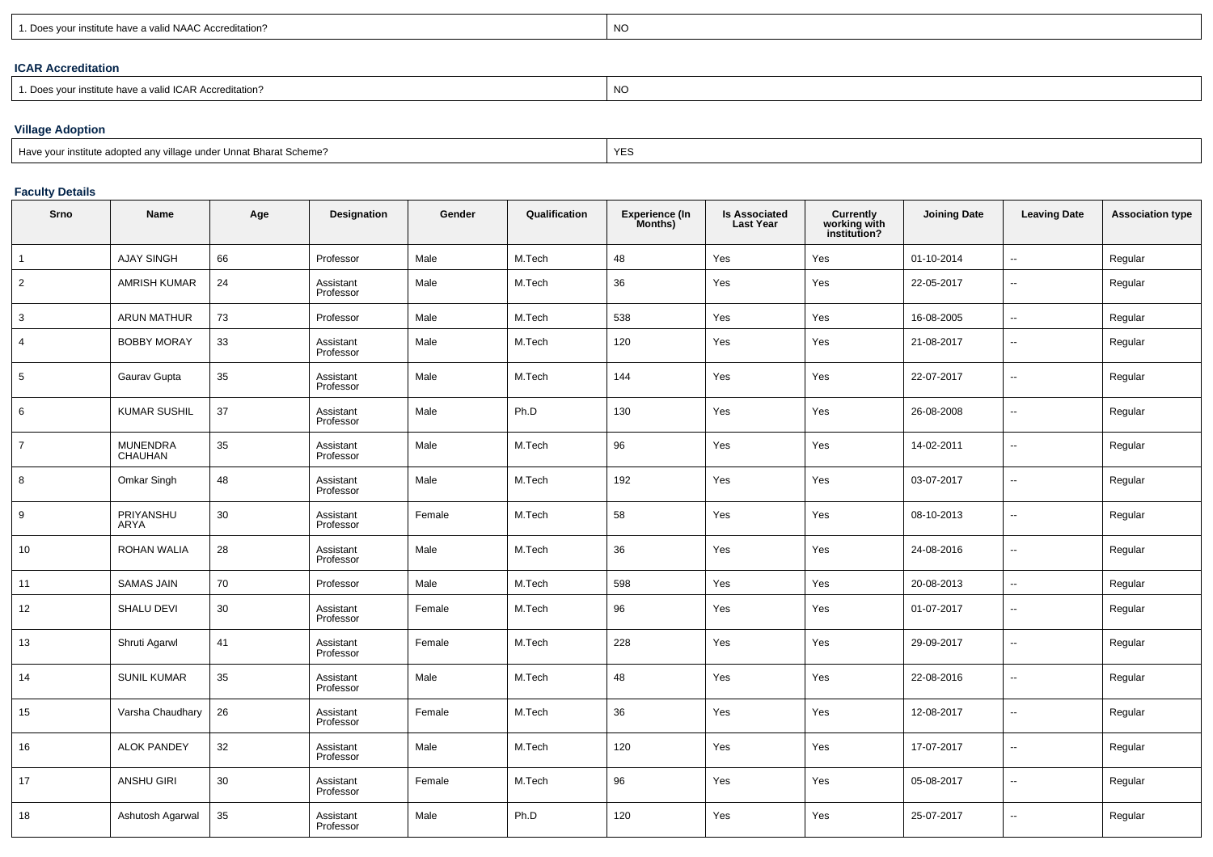| 1. Does your institute have a valid NAAC Accreditation? | NO |
|---|---|

### ICAR Accreditation

| 1. Does your institute have a valid ICAR Accreditation? | NO |
|---|---|

### Village Adoption

| Have your institute adopted any village under Unnat Bharat Scheme? | YES |
|---|---|

### Faculty Details

| Srno | Name | Age | Designation | Gender | Qualification | Experience (In Months) | Is Associated Last Year | Currently working with institution? | Joining Date | Leaving Date | Association type |
|---|---|---|---|---|---|---|---|---|---|---|---|
| 1 | AJAY SINGH | 66 | Professor | Male | M.Tech | 48 | Yes | Yes | 01-10-2014 | -- | Regular |
| 2 | AMRISH KUMAR | 24 | Assistant Professor | Male | M.Tech | 36 | Yes | Yes | 22-05-2017 | -- | Regular |
| 3 | ARUN MATHUR | 73 | Professor | Male | M.Tech | 538 | Yes | Yes | 16-08-2005 | -- | Regular |
| 4 | BOBBY MORAY | 33 | Assistant Professor | Male | M.Tech | 120 | Yes | Yes | 21-08-2017 | -- | Regular |
| 5 | Gaurav Gupta | 35 | Assistant Professor | Male | M.Tech | 144 | Yes | Yes | 22-07-2017 | -- | Regular |
| 6 | KUMAR SUSHIL | 37 | Assistant Professor | Male | Ph.D | 130 | Yes | Yes | 26-08-2008 | -- | Regular |
| 7 | MUNENDRA CHAUHAN | 35 | Assistant Professor | Male | M.Tech | 96 | Yes | Yes | 14-02-2011 | -- | Regular |
| 8 | Omkar Singh | 48 | Assistant Professor | Male | M.Tech | 192 | Yes | Yes | 03-07-2017 | -- | Regular |
| 9 | PRIYANSHU ARYA | 30 | Assistant Professor | Female | M.Tech | 58 | Yes | Yes | 08-10-2013 | -- | Regular |
| 10 | ROHAN WALIA | 28 | Assistant Professor | Male | M.Tech | 36 | Yes | Yes | 24-08-2016 | -- | Regular |
| 11 | SAMAS JAIN | 70 | Professor | Male | M.Tech | 598 | Yes | Yes | 20-08-2013 | -- | Regular |
| 12 | SHALU DEVI | 30 | Assistant Professor | Female | M.Tech | 96 | Yes | Yes | 01-07-2017 | -- | Regular |
| 13 | Shruti Agarwl | 41 | Assistant Professor | Female | M.Tech | 228 | Yes | Yes | 29-09-2017 | -- | Regular |
| 14 | SUNIL KUMAR | 35 | Assistant Professor | Male | M.Tech | 48 | Yes | Yes | 22-08-2016 | -- | Regular |
| 15 | Varsha Chaudhary | 26 | Assistant Professor | Female | M.Tech | 36 | Yes | Yes | 12-08-2017 | -- | Regular |
| 16 | ALOK PANDEY | 32 | Assistant Professor | Male | M.Tech | 120 | Yes | Yes | 17-07-2017 | -- | Regular |
| 17 | ANSHU GIRI | 30 | Assistant Professor | Female | M.Tech | 96 | Yes | Yes | 05-08-2017 | -- | Regular |
| 18 | Ashutosh Agarwal | 35 | Assistant Professor | Male | Ph.D | 120 | Yes | Yes | 25-07-2017 | -- | Regular |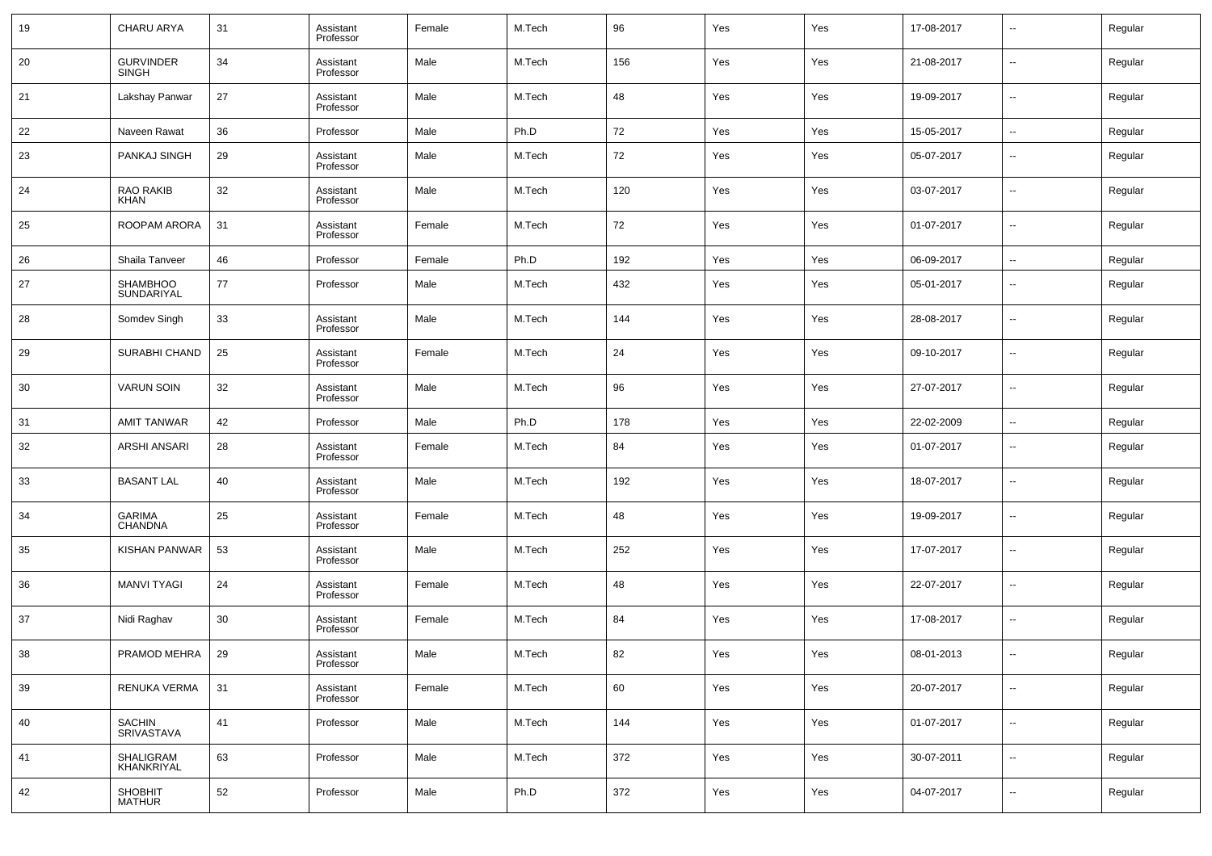| 19 | CHARU ARYA | 31 | Assistant Professor | Female | M.Tech | 96 | Yes | Yes | 17-08-2017 | -- | Regular |
|---|---|---|---|---|---|---|---|---|---|---|---|
| 20 | GURVINDER SINGH | 34 | Assistant Professor | Male | M.Tech | 156 | Yes | Yes | 21-08-2017 | -- | Regular |
| 21 | Lakshay Panwar | 27 | Assistant Professor | Male | M.Tech | 48 | Yes | Yes | 19-09-2017 | -- | Regular |
| 22 | Naveen Rawat | 36 | Professor | Male | Ph.D | 72 | Yes | Yes | 15-05-2017 | -- | Regular |
| 23 | PANKAJ SINGH | 29 | Assistant Professor | Male | M.Tech | 72 | Yes | Yes | 05-07-2017 | -- | Regular |
| 24 | RAO RAKIB KHAN | 32 | Assistant Professor | Male | M.Tech | 120 | Yes | Yes | 03-07-2017 | -- | Regular |
| 25 | ROOPAM ARORA | 31 | Assistant Professor | Female | M.Tech | 72 | Yes | Yes | 01-07-2017 | -- | Regular |
| 26 | Shaila Tanveer | 46 | Professor | Female | Ph.D | 192 | Yes | Yes | 06-09-2017 | -- | Regular |
| 27 | SHAMBHOO SUNDARIYAL | 77 | Professor | Male | M.Tech | 432 | Yes | Yes | 05-01-2017 | -- | Regular |
| 28 | Somdev Singh | 33 | Assistant Professor | Male | M.Tech | 144 | Yes | Yes | 28-08-2017 | -- | Regular |
| 29 | SURABHI CHAND | 25 | Assistant Professor | Female | M.Tech | 24 | Yes | Yes | 09-10-2017 | -- | Regular |
| 30 | VARUN SOIN | 32 | Assistant Professor | Male | M.Tech | 96 | Yes | Yes | 27-07-2017 | -- | Regular |
| 31 | AMIT TANWAR | 42 | Professor | Male | Ph.D | 178 | Yes | Yes | 22-02-2009 | -- | Regular |
| 32 | ARSHI ANSARI | 28 | Assistant Professor | Female | M.Tech | 84 | Yes | Yes | 01-07-2017 | -- | Regular |
| 33 | BASANT LAL | 40 | Assistant Professor | Male | M.Tech | 192 | Yes | Yes | 18-07-2017 | -- | Regular |
| 34 | GARIMA CHANDNA | 25 | Assistant Professor | Female | M.Tech | 48 | Yes | Yes | 19-09-2017 | -- | Regular |
| 35 | KISHAN PANWAR | 53 | Assistant Professor | Male | M.Tech | 252 | Yes | Yes | 17-07-2017 | -- | Regular |
| 36 | MANVI TYAGI | 24 | Assistant Professor | Female | M.Tech | 48 | Yes | Yes | 22-07-2017 | -- | Regular |
| 37 | Nidi Raghav | 30 | Assistant Professor | Female | M.Tech | 84 | Yes | Yes | 17-08-2017 | -- | Regular |
| 38 | PRAMOD MEHRA | 29 | Assistant Professor | Male | M.Tech | 82 | Yes | Yes | 08-01-2013 | -- | Regular |
| 39 | RENUKA VERMA | 31 | Assistant Professor | Female | M.Tech | 60 | Yes | Yes | 20-07-2017 | -- | Regular |
| 40 | SACHIN SRIVASTAVA | 41 | Professor | Male | M.Tech | 144 | Yes | Yes | 01-07-2017 | -- | Regular |
| 41 | SHALIGRAM KHANKRIYAL | 63 | Professor | Male | M.Tech | 372 | Yes | Yes | 30-07-2011 | -- | Regular |
| 42 | SHOBHIT MATHUR | 52 | Professor | Male | Ph.D | 372 | Yes | Yes | 04-07-2017 | -- | Regular |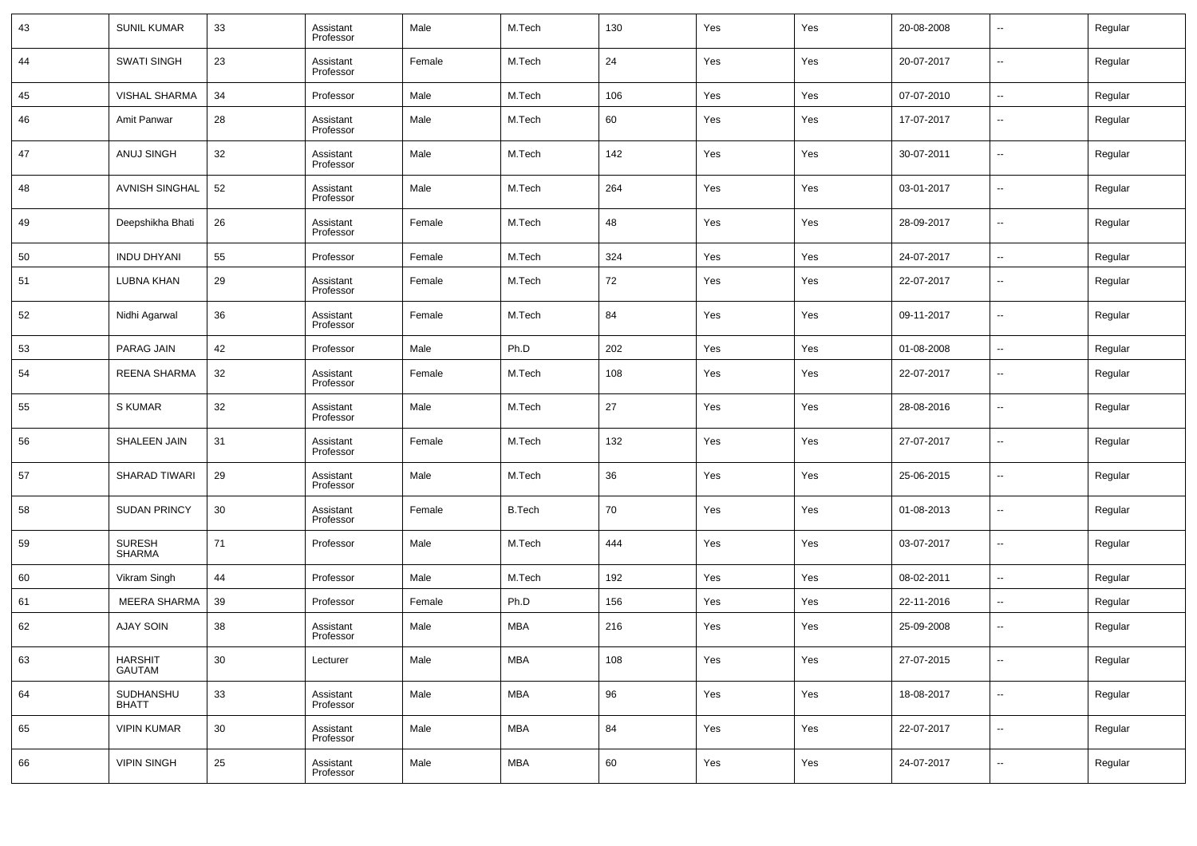| | | | | | | | | | | | |
|---|---|---|---|---|---|---|---|---|---|---|---|
| 43 | SUNIL KUMAR | 33 | Assistant Professor | Male | M.Tech | 130 | Yes | Yes | 20-08-2008 | -- | Regular |
| 44 | SWATI SINGH | 23 | Assistant Professor | Female | M.Tech | 24 | Yes | Yes | 20-07-2017 | -- | Regular |
| 45 | VISHAL SHARMA | 34 | Professor | Male | M.Tech | 106 | Yes | Yes | 07-07-2010 | -- | Regular |
| 46 | Amit Panwar | 28 | Assistant Professor | Male | M.Tech | 60 | Yes | Yes | 17-07-2017 | -- | Regular |
| 47 | ANUJ SINGH | 32 | Assistant Professor | Male | M.Tech | 142 | Yes | Yes | 30-07-2011 | -- | Regular |
| 48 | AVNISH SINGHAL | 52 | Assistant Professor | Male | M.Tech | 264 | Yes | Yes | 03-01-2017 | -- | Regular |
| 49 | Deepshikha Bhati | 26 | Assistant Professor | Female | M.Tech | 48 | Yes | Yes | 28-09-2017 | -- | Regular |
| 50 | INDU DHYANI | 55 | Professor | Female | M.Tech | 324 | Yes | Yes | 24-07-2017 | -- | Regular |
| 51 | LUBNA KHAN | 29 | Assistant Professor | Female | M.Tech | 72 | Yes | Yes | 22-07-2017 | -- | Regular |
| 52 | Nidhi Agarwal | 36 | Assistant Professor | Female | M.Tech | 84 | Yes | Yes | 09-11-2017 | -- | Regular |
| 53 | PARAG JAIN | 42 | Professor | Male | Ph.D | 202 | Yes | Yes | 01-08-2008 | -- | Regular |
| 54 | REENA SHARMA | 32 | Assistant Professor | Female | M.Tech | 108 | Yes | Yes | 22-07-2017 | -- | Regular |
| 55 | S KUMAR | 32 | Assistant Professor | Male | M.Tech | 27 | Yes | Yes | 28-08-2016 | -- | Regular |
| 56 | SHALEEN JAIN | 31 | Assistant Professor | Female | M.Tech | 132 | Yes | Yes | 27-07-2017 | -- | Regular |
| 57 | SHARAD TIWARI | 29 | Assistant Professor | Male | M.Tech | 36 | Yes | Yes | 25-06-2015 | -- | Regular |
| 58 | SUDAN PRINCY | 30 | Assistant Professor | Female | B.Tech | 70 | Yes | Yes | 01-08-2013 | -- | Regular |
| 59 | SURESH SHARMA | 71 | Professor | Male | M.Tech | 444 | Yes | Yes | 03-07-2017 | -- | Regular |
| 60 | Vikram Singh | 44 | Professor | Male | M.Tech | 192 | Yes | Yes | 08-02-2011 | -- | Regular |
| 61 | MEERA SHARMA | 39 | Professor | Female | Ph.D | 156 | Yes | Yes | 22-11-2016 | -- | Regular |
| 62 | AJAY SOIN | 38 | Assistant Professor | Male | MBA | 216 | Yes | Yes | 25-09-2008 | -- | Regular |
| 63 | HARSHIT GAUTAM | 30 | Lecturer | Male | MBA | 108 | Yes | Yes | 27-07-2015 | -- | Regular |
| 64 | SUDHANSHU BHATT | 33 | Assistant Professor | Male | MBA | 96 | Yes | Yes | 18-08-2017 | -- | Regular |
| 65 | VIPIN KUMAR | 30 | Assistant Professor | Male | MBA | 84 | Yes | Yes | 22-07-2017 | -- | Regular |
| 66 | VIPIN SINGH | 25 | Assistant Professor | Male | MBA | 60 | Yes | Yes | 24-07-2017 | -- | Regular |